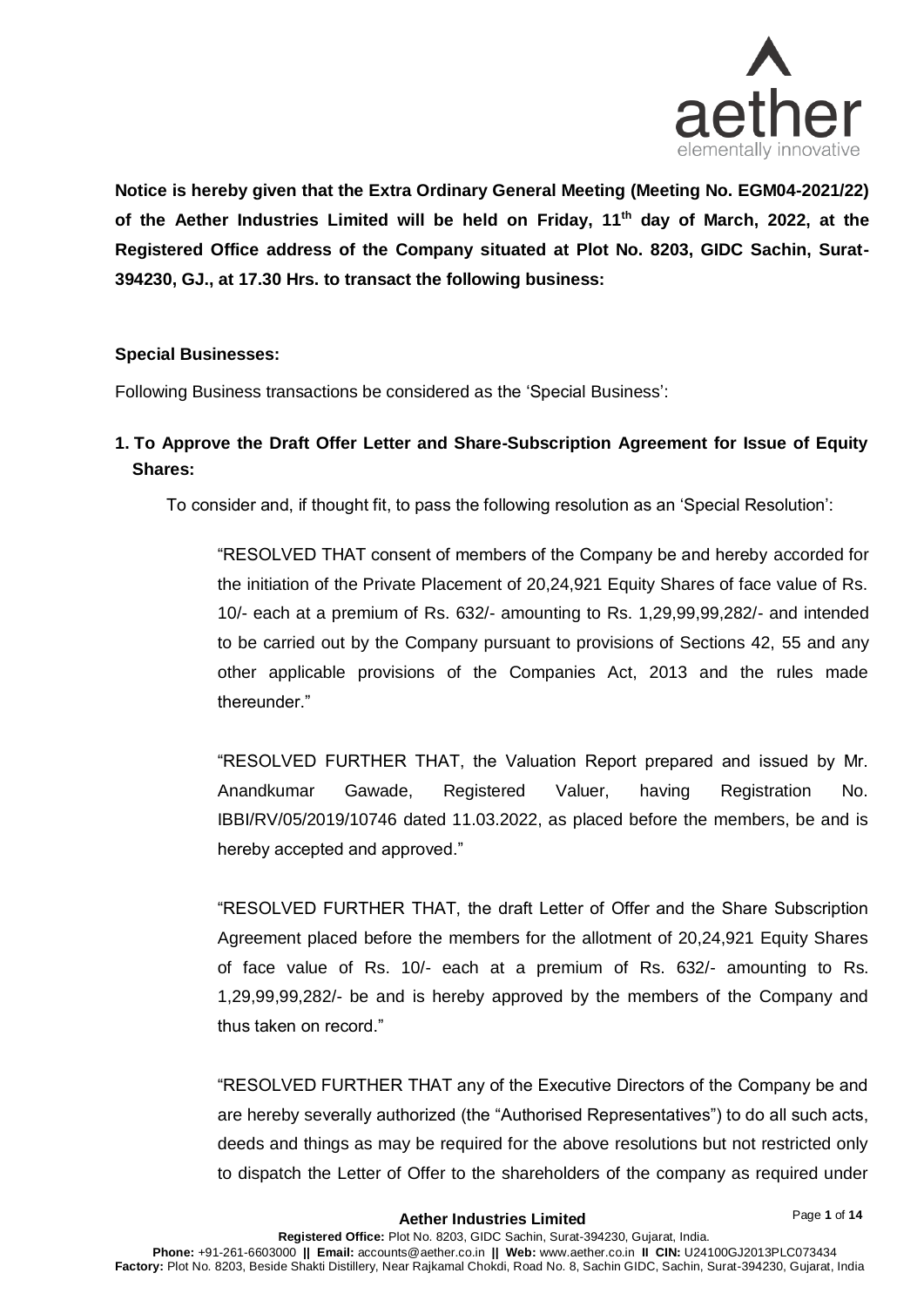**Notice is hereby given that the Extra Ordinary General Meeting (Meeting No. EGM04-2021/22) of the Aether Industries Limited will be held on Friday, 11th day of March, 2022, at the Registered Office address of the Company situated at Plot No. 8203, GIDC Sachin, Surat-394230, GJ., at 17.30 Hrs. to transact the following business:**

**Special Businesses:**

Following Business transactions be considered as the 'Special Business':

**1. To Approve the Draft Offer Letter and Share-Subscription Agreement for Issue of Equity Shares:**

To consider and, if thought fit, to pass the following resolution as an 'Special Resolution':

> "RESOLVED THAT consent of members of the Company be and hereby accorded for the initiation of the Private Placement of 20,24,921 Equity Shares of face value of Rs. 10/- each at a premium of Rs. 632/- amounting to Rs. 1,29,99,99,282/- and intended to be carried out by the Company pursuant to provisions of Sections 42, 55 and any other applicable provisions of the Companies Act, 2013 and the rules made thereunder."
>
> "RESOLVED FURTHER THAT, the Valuation Report prepared and issued by Mr. Anandkumar Gawade, Registered Valuer, having Registration No. IBBI/RV/05/2019/10746 dated 11.03.2022, as placed before the members, be and is hereby accepted and approved."
>
> "RESOLVED FURTHER THAT, the draft Letter of Offer and the Share Subscription Agreement placed before the members for the allotment of 20,24,921 Equity Shares of face value of Rs. 10/- each at a premium of Rs. 632/- amounting to Rs. 1,29,99,99,282/- be and is hereby approved by the members of the Company and thus taken on record."
>
> "RESOLVED FURTHER THAT any of the Executive Directors of the Company be and are hereby severally authorized (the "Authorised Representatives") to do all such acts, deeds and things as may be required for the above resolutions but not restricted only to dispatch the Letter of Offer to the shareholders of the company as required under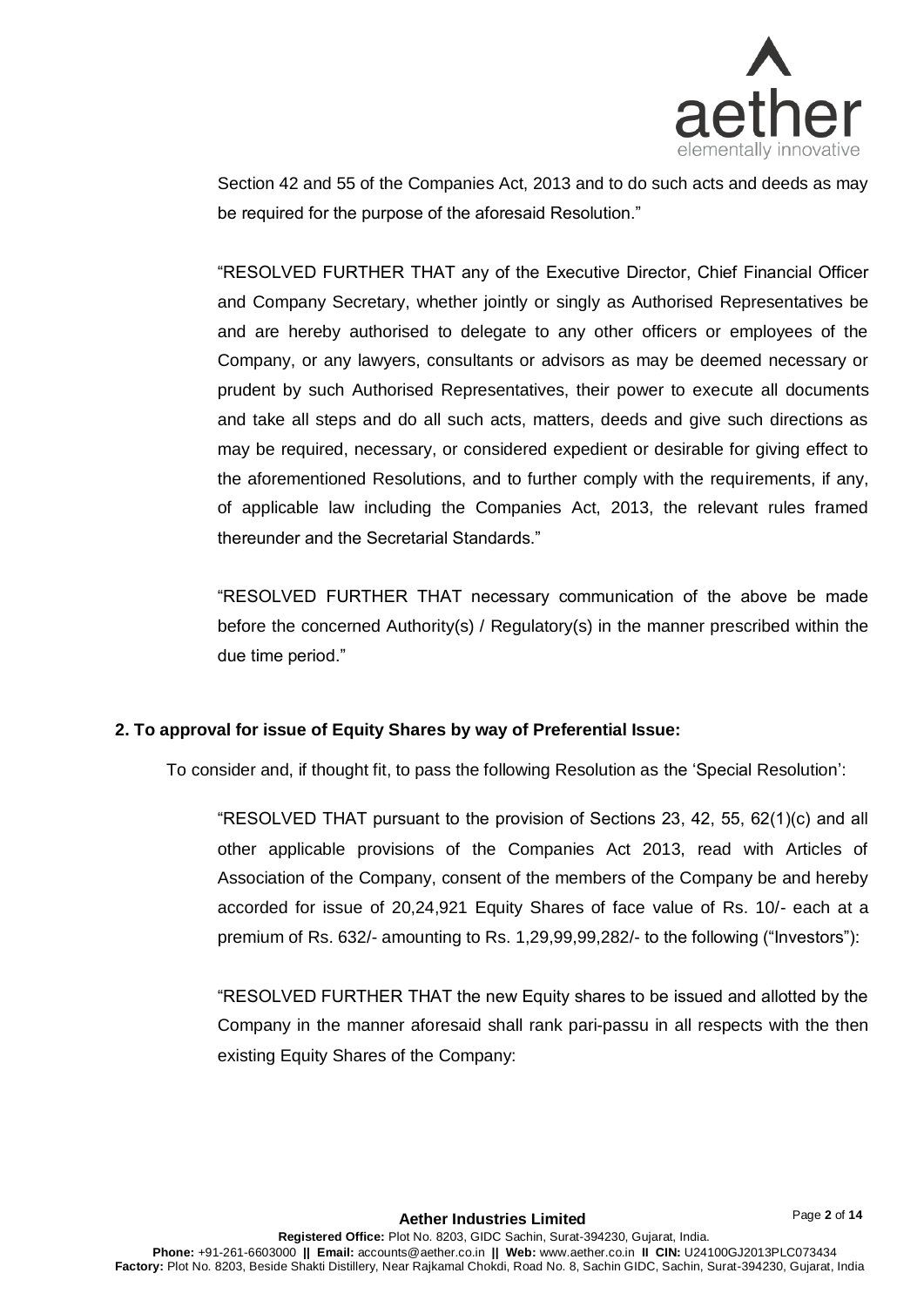Section 42 and 55 of the Companies Act, 2013 and to do such acts and deeds as may be required for the purpose of the aforesaid Resolution."

"RESOLVED FURTHER THAT any of the Executive Director, Chief Financial Officer and Company Secretary, whether jointly or singly as Authorised Representatives be and are hereby authorised to delegate to any other officers or employees of the Company, or any lawyers, consultants or advisors as may be deemed necessary or prudent by such Authorised Representatives, their power to execute all documents and take all steps and do all such acts, matters, deeds and give such directions as may be required, necessary, or considered expedient or desirable for giving effect to the aforementioned Resolutions, and to further comply with the requirements, if any, of applicable law including the Companies Act, 2013, the relevant rules framed thereunder and the Secretarial Standards."

"RESOLVED FURTHER THAT necessary communication of the above be made before the concerned Authority(s) / Regulatory(s) in the manner prescribed within the due time period."

**2. To approval for issue of Equity Shares by way of Preferential Issue:**

To consider and, if thought fit, to pass the following Resolution as the 'Special Resolution':

"RESOLVED THAT pursuant to the provision of Sections 23, 42, 55, 62(1)(c) and all other applicable provisions of the Companies Act 2013, read with Articles of Association of the Company, consent of the members of the Company be and hereby accorded for issue of 20,24,921 Equity Shares of face value of Rs. 10/- each at a premium of Rs. 632/- amounting to Rs. 1,29,99,99,282/- to the following ("Investors"):

"RESOLVED FURTHER THAT the new Equity shares to be issued and allotted by the Company in the manner aforesaid shall rank pari-passu in all respects with the then existing Equity Shares of the Company: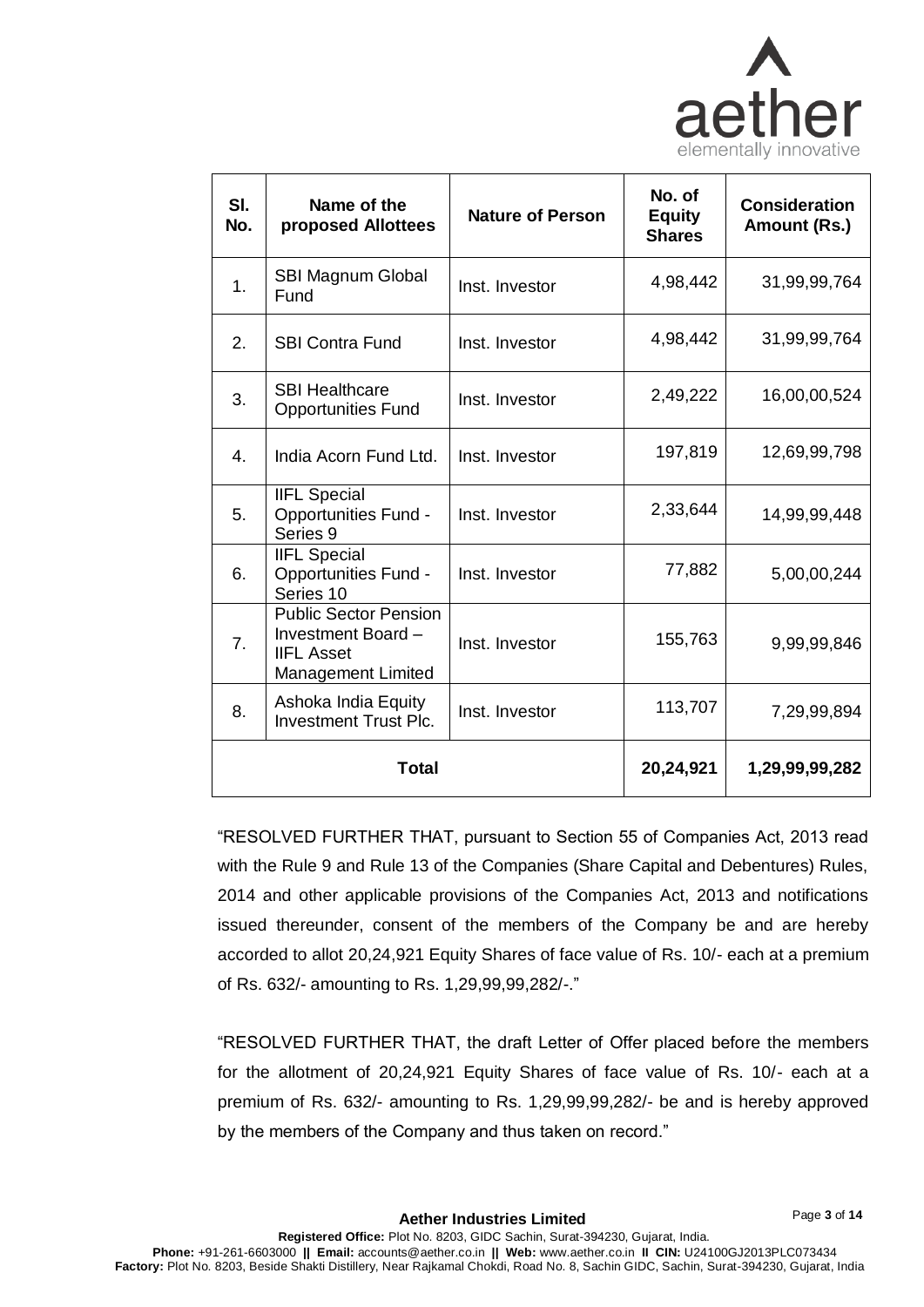| Sl. No. | Name of the proposed Allottees | Nature of Person | No. of Equity Shares | Consideration Amount (Rs.) |
|---|---|---|---|---|
| 1. | SBI Magnum Global Fund | Inst. Investor | 4,98,442 | 31,99,99,764 |
| 2. | SBI Contra Fund | Inst. Investor | 4,98,442 | 31,99,99,764 |
| 3. | SBI Healthcare Opportunities Fund | Inst. Investor | 2,49,222 | 16,00,00,524 |
| 4. | India Acorn Fund Ltd. | Inst. Investor | 197,819 | 12,69,99,798 |
| 5. | IIFL Special Opportunities Fund - Series 9 | Inst. Investor | 2,33,644 | 14,99,99,448 |
| 6. | IIFL Special Opportunities Fund - Series 10 | Inst. Investor | 77,882 | 5,00,00,244 |
| 7. | Public Sector Pension Investment Board – IIFL Asset Management Limited | Inst. Investor | 155,763 | 9,99,99,846 |
| 8. | Ashoka India Equity Investment Trust Plc. | Inst. Investor | 113,707 | 7,29,99,894 |
| **Total** | | | **20,24,921** | **1,29,99,99,282** |

"RESOLVED FURTHER THAT, pursuant to Section 55 of Companies Act, 2013 read with the Rule 9 and Rule 13 of the Companies (Share Capital and Debentures) Rules, 2014 and other applicable provisions of the Companies Act, 2013 and notifications issued thereunder, consent of the members of the Company be and are hereby accorded to allot 20,24,921 Equity Shares of face value of Rs. 10/- each at a premium of Rs. 632/- amounting to Rs. 1,29,99,99,282/-."

"RESOLVED FURTHER THAT, the draft Letter of Offer placed before the members for the allotment of 20,24,921 Equity Shares of face value of Rs. 10/- each at a premium of Rs. 632/- amounting to Rs. 1,29,99,99,282/- be and is hereby approved by the members of the Company and thus taken on record."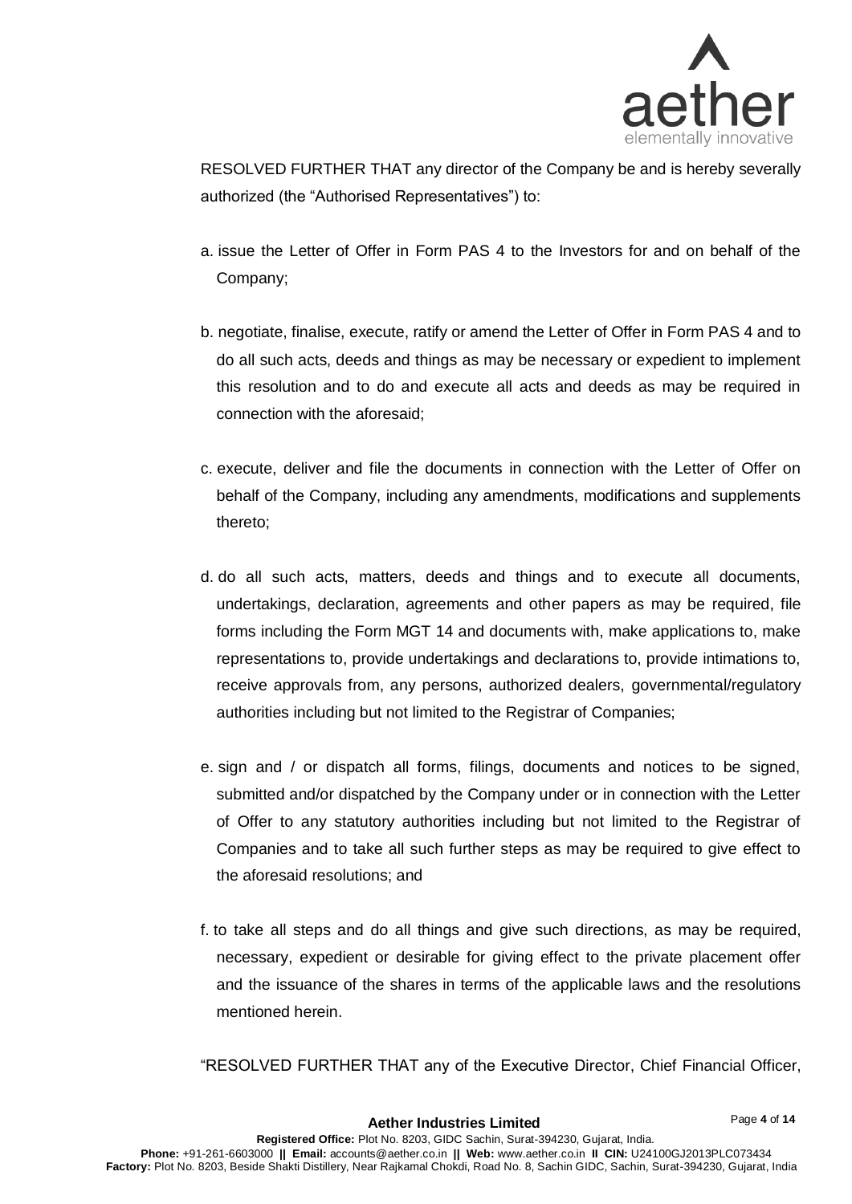RESOLVED FURTHER THAT any director of the Company be and is hereby severally authorized (the "Authorised Representatives") to:

a. issue the Letter of Offer in Form PAS 4 to the Investors for and on behalf of the Company;

b. negotiate, finalise, execute, ratify or amend the Letter of Offer in Form PAS 4 and to do all such acts, deeds and things as may be necessary or expedient to implement this resolution and to do and execute all acts and deeds as may be required in connection with the aforesaid;

c. execute, deliver and file the documents in connection with the Letter of Offer on behalf of the Company, including any amendments, modifications and supplements thereto;

d. do all such acts, matters, deeds and things and to execute all documents, undertakings, declaration, agreements and other papers as may be required, file forms including the Form MGT 14 and documents with, make applications to, make representations to, provide undertakings and declarations to, provide intimations to, receive approvals from, any persons, authorized dealers, governmental/regulatory authorities including but not limited to the Registrar of Companies;

e. sign and / or dispatch all forms, filings, documents and notices to be signed, submitted and/or dispatched by the Company under or in connection with the Letter of Offer to any statutory authorities including but not limited to the Registrar of Companies and to take all such further steps as may be required to give effect to the aforesaid resolutions; and

f. to take all steps and do all things and give such directions, as may be required, necessary, expedient or desirable for giving effect to the private placement offer and the issuance of the shares in terms of the applicable laws and the resolutions mentioned herein.

"RESOLVED FURTHER THAT any of the Executive Director, Chief Financial Officer,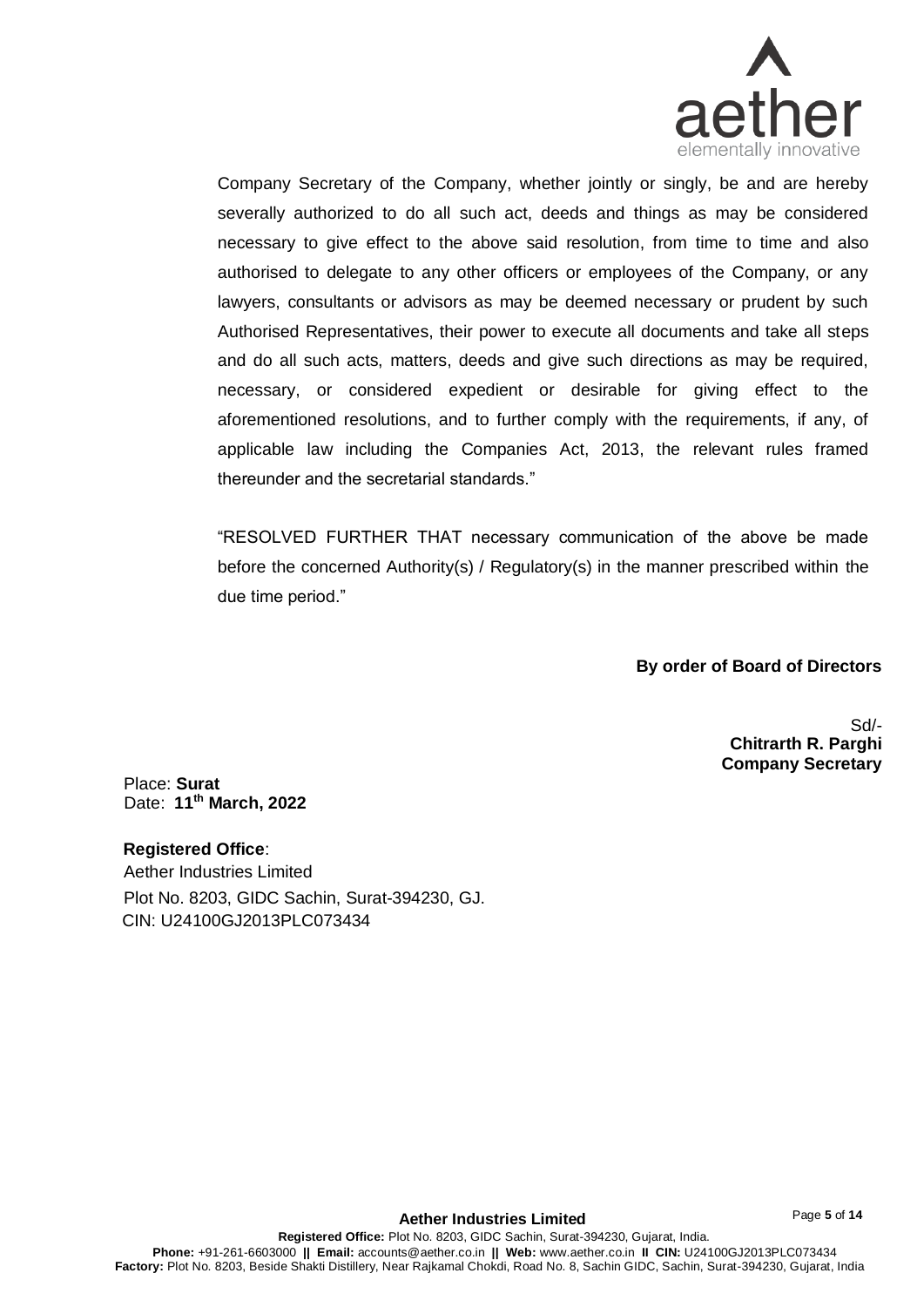Company Secretary of the Company, whether jointly or singly, be and are hereby severally authorized to do all such act, deeds and things as may be considered necessary to give effect to the above said resolution, from time to time and also authorised to delegate to any other officers or employees of the Company, or any lawyers, consultants or advisors as may be deemed necessary or prudent by such Authorised Representatives, their power to execute all documents and take all steps and do all such acts, matters, deeds and give such directions as may be required, necessary, or considered expedient or desirable for giving effect to the aforementioned resolutions, and to further comply with the requirements, if any, of applicable law including the Companies Act, 2013, the relevant rules framed thereunder and the secretarial standards."

"RESOLVED FURTHER THAT necessary communication of the above be made before the concerned Authority(s) / Regulatory(s) in the manner prescribed within the due time period."

**By order of Board of Directors**

Sd/-
**Chitrarth R. Parghi**
**Company Secretary**

Place: **Surat**
Date: **11th March, 2022**

**Registered Office**:
Aether Industries Limited
Plot No. 8203, GIDC Sachin, Surat-394230, GJ.
CIN: U24100GJ2013PLC073434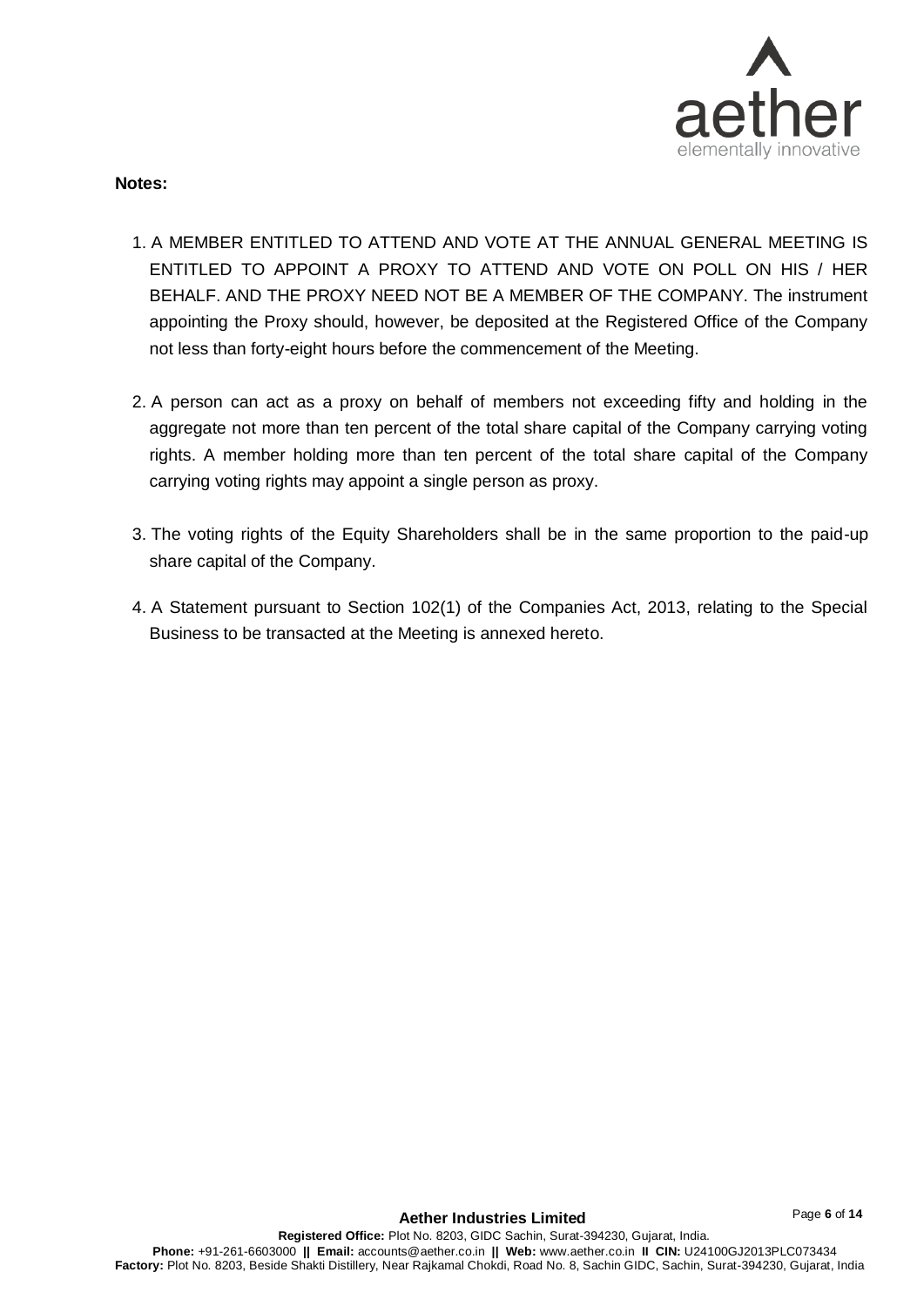**Notes:**

1. A MEMBER ENTITLED TO ATTEND AND VOTE AT THE ANNUAL GENERAL MEETING IS ENTITLED TO APPOINT A PROXY TO ATTEND AND VOTE ON POLL ON HIS / HER BEHALF. AND THE PROXY NEED NOT BE A MEMBER OF THE COMPANY. The instrument appointing the Proxy should, however, be deposited at the Registered Office of the Company not less than forty-eight hours before the commencement of the Meeting.

2. A person can act as a proxy on behalf of members not exceeding fifty and holding in the aggregate not more than ten percent of the total share capital of the Company carrying voting rights. A member holding more than ten percent of the total share capital of the Company carrying voting rights may appoint a single person as proxy.

3. The voting rights of the Equity Shareholders shall be in the same proportion to the paid-up share capital of the Company.

4. A Statement pursuant to Section 102(1) of the Companies Act, 2013, relating to the Special Business to be transacted at the Meeting is annexed hereto.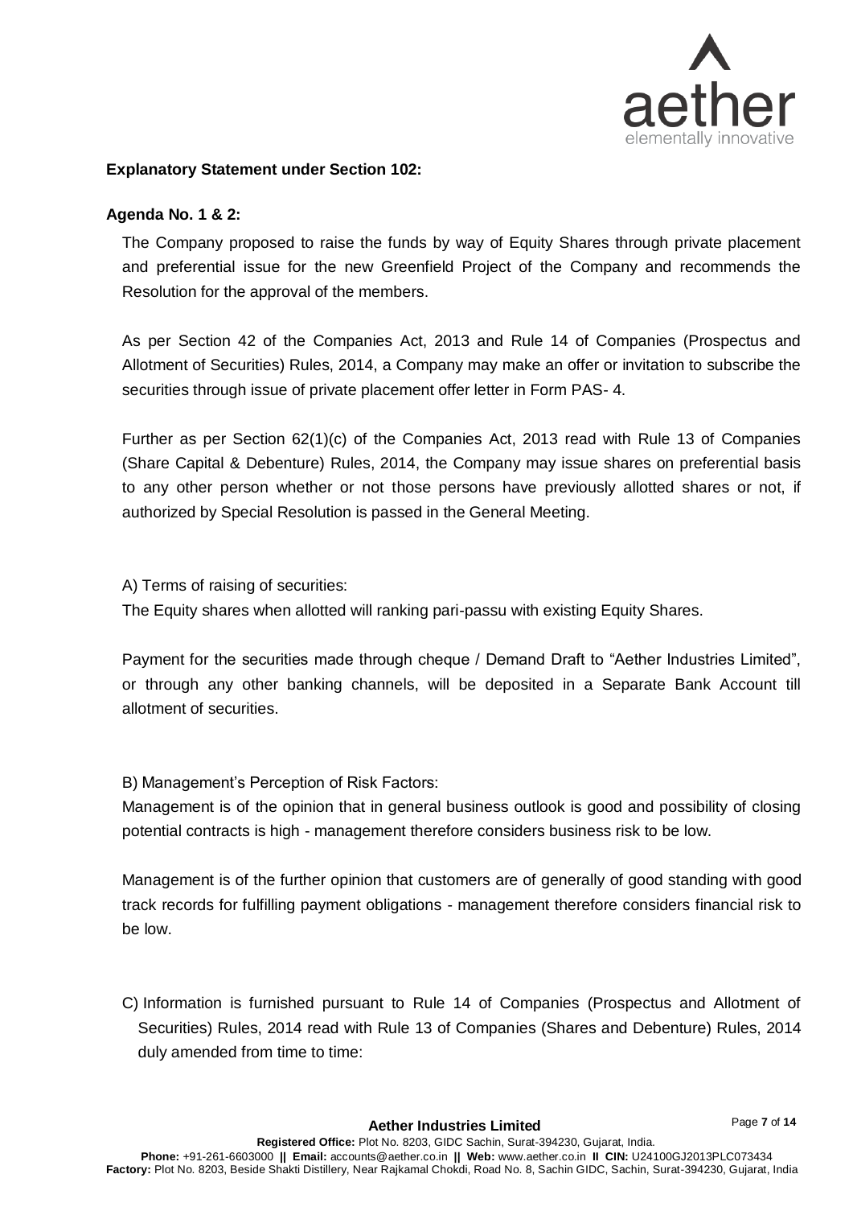**Explanatory Statement under Section 102:**

**Agenda No. 1 & 2:**

The Company proposed to raise the funds by way of Equity Shares through private placement and preferential issue for the new Greenfield Project of the Company and recommends the Resolution for the approval of the members.

As per Section 42 of the Companies Act, 2013 and Rule 14 of Companies (Prospectus and Allotment of Securities) Rules, 2014, a Company may make an offer or invitation to subscribe the securities through issue of private placement offer letter in Form PAS- 4.

Further as per Section 62(1)(c) of the Companies Act, 2013 read with Rule 13 of Companies (Share Capital & Debenture) Rules, 2014, the Company may issue shares on preferential basis to any other person whether or not those persons have previously allotted shares or not, if authorized by Special Resolution is passed in the General Meeting.

A) Terms of raising of securities:

The Equity shares when allotted will ranking pari-passu with existing Equity Shares.

Payment for the securities made through cheque / Demand Draft to "Aether Industries Limited", or through any other banking channels, will be deposited in a Separate Bank Account till allotment of securities.

B) Management's Perception of Risk Factors:

Management is of the opinion that in general business outlook is good and possibility of closing potential contracts is high - management therefore considers business risk to be low.

Management is of the further opinion that customers are of generally of good standing with good track records for fulfilling payment obligations - management therefore considers financial risk to be low.

C) Information is furnished pursuant to Rule 14 of Companies (Prospectus and Allotment of Securities) Rules, 2014 read with Rule 13 of Companies (Shares and Debenture) Rules, 2014 duly amended from time to time: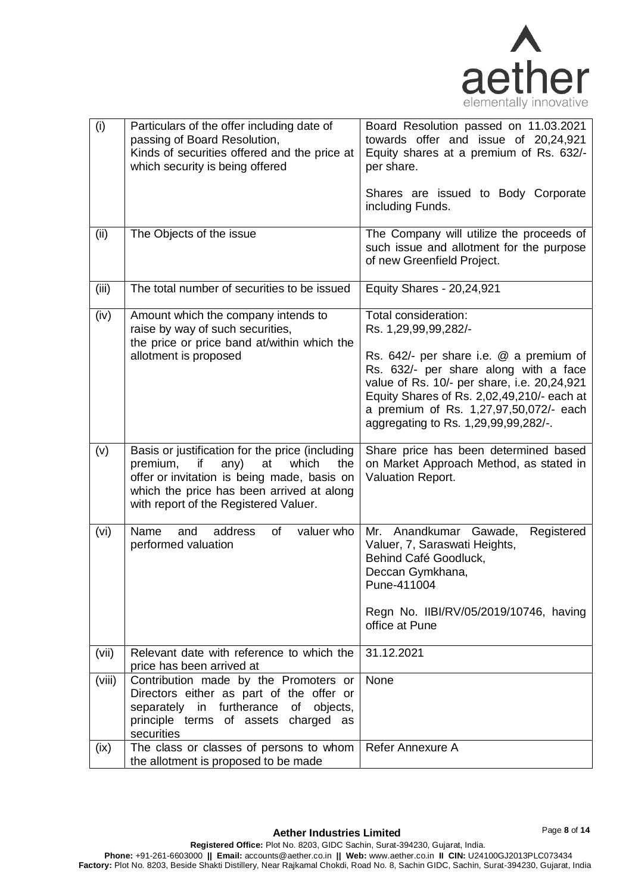| (i) | Particulars of the offer including date of passing of Board Resolution, Kinds of securities offered and the price at which security is being offered | Board Resolution passed on 11.03.2021 towards offer and issue of 20,24,921 Equity shares at a premium of Rs. 632/- per share.<br><br>Shares are issued to Body Corporate including Funds. |
|---|---|---|
| (ii) | The Objects of the issue | The Company will utilize the proceeds of such issue and allotment for the purpose of new Greenfield Project. |
| (iii) | The total number of securities to be issued | Equity Shares - 20,24,921 |
| (iv) | Amount which the company intends to raise by way of such securities, the price or price band at/within which the allotment is proposed | Total consideration:<br>Rs. 1,29,99,99,282/-<br><br>Rs. 642/- per share i.e. @ a premium of Rs. 632/- per share along with a face value of Rs. 10/- per share, i.e. 20,24,921 Equity Shares of Rs. 2,02,49,210/- each at a premium of Rs. 1,27,97,50,072/- each aggregating to Rs. 1,29,99,99,282/-. |
| (v) | Basis or justification for the price (including premium, if any) at which the offer or invitation is being made, basis on which the price has been arrived at along with report of the Registered Valuer. | Share price has been determined based on Market Approach Method, as stated in Valuation Report. |
| (vi) | Name and address of valuer who performed valuation | Mr. Anandkumar Gawade, Registered Valuer, 7, Saraswati Heights,<br>Behind Café Goodluck,<br>Deccan Gymkhana,<br>Pune-411004<br><br>Regn No. IIBI/RV/05/2019/10746, having office at Pune |
| (vii) | Relevant date with reference to which the price has been arrived at | 31.12.2021 |
| (viii) | Contribution made by the Promoters or Directors either as part of the offer or separately in furtherance of objects, principle terms of assets charged as securities | None |
| (ix) | The class or classes of persons to whom the allotment is proposed to be made | Refer Annexure A |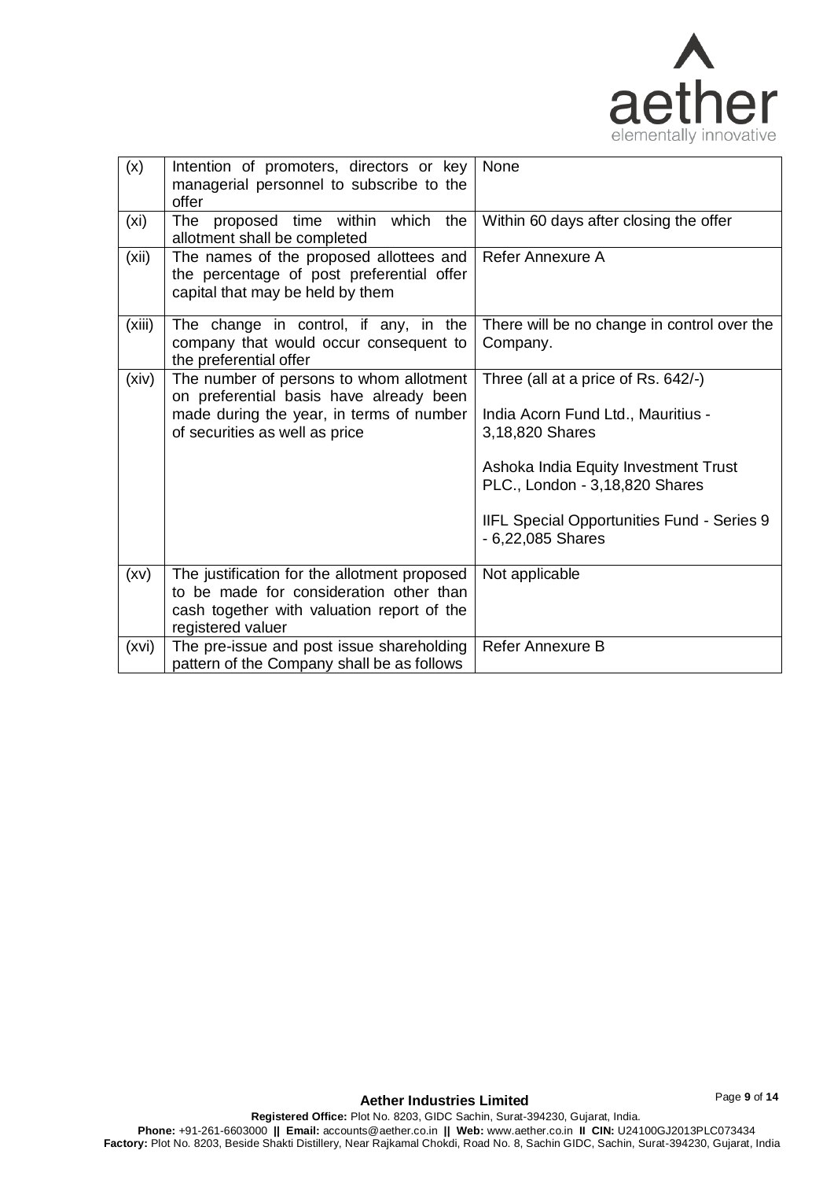| (x) | Intention of promoters, directors or key managerial personnel to subscribe to the offer | None |
|---|---|---|
| (xi) | The proposed time within which the allotment shall be completed | Within 60 days after closing the offer |
| (xii) | The names of the proposed allottees and the percentage of post preferential offer capital that may be held by them | Refer Annexure A |
| (xiii) | The change in control, if any, in the company that would occur consequent to the preferential offer | There will be no change in control over the Company. |
| (xiv) | The number of persons to whom allotment on preferential basis have already been made during the year, in terms of number of securities as well as price | Three (all at a price of Rs. 642/-)<br><br>India Acorn Fund Ltd., Mauritius - 3,18,820 Shares<br><br>Ashoka India Equity Investment Trust PLC., London - 3,18,820 Shares<br><br>IIFL Special Opportunities Fund - Series 9 - 6,22,085 Shares |
| (xv) | The justification for the allotment proposed to be made for consideration other than cash together with valuation report of the registered valuer | Not applicable |
| (xvi) | The pre-issue and post issue shareholding pattern of the Company shall be as follows | Refer Annexure B |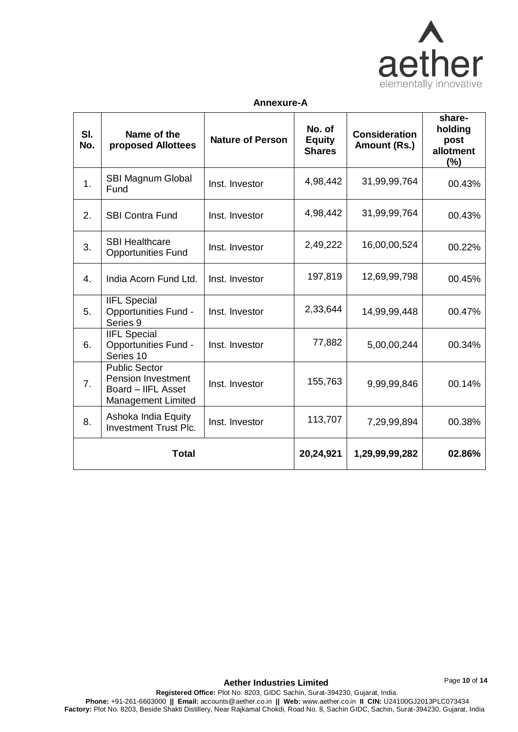**Annexure-A**

| Sl. No. | Name of the proposed Allottees | Nature of Person | No. of Equity Shares | Consideration Amount (Rs.) | share-holding post allotment (%) |
|---|---|---|---|---|---|
| 1. | SBI Magnum Global Fund | Inst. Investor | 4,98,442 | 31,99,99,764 | 00.43% |
| 2. | SBI Contra Fund | Inst. Investor | 4,98,442 | 31,99,99,764 | 00.43% |
| 3. | SBI Healthcare Opportunities Fund | Inst. Investor | 2,49,222 | 16,00,00,524 | 00.22% |
| 4. | India Acorn Fund Ltd. | Inst. Investor | 197,819 | 12,69,99,798 | 00.45% |
| 5. | IIFL Special Opportunities Fund - Series 9 | Inst. Investor | 2,33,644 | 14,99,99,448 | 00.47% |
| 6. | IIFL Special Opportunities Fund - Series 10 | Inst. Investor | 77,882 | 5,00,00,244 | 00.34% |
| 7. | Public Sector Pension Investment Board – IIFL Asset Management Limited | Inst. Investor | 155,763 | 9,99,99,846 | 00.14% |
| 8. | Ashoka India Equity Investment Trust Plc. | Inst. Investor | 113,707 | 7,29,99,894 | 00.38% |
| **Total** | | | **20,24,921** | **1,29,99,99,282** | **02.86%** |

**Aether Industries Limited**

**Registered Office:** Plot No. 8203, GIDC Sachin, Surat-394230, Gujarat, India.
**Phone:** +91-261-6603000 **||** **Email:** accounts@aether.co.in **||** **Web:** www.aether.co.in **II** **CIN:** U24100GJ2013PLC073434
**Factory:** Plot No. 8203, Beside Shakti Distillery, Near Rajkamal Chokdi, Road No. 8, Sachin GIDC, Sachin, Surat-394230, Gujarat, India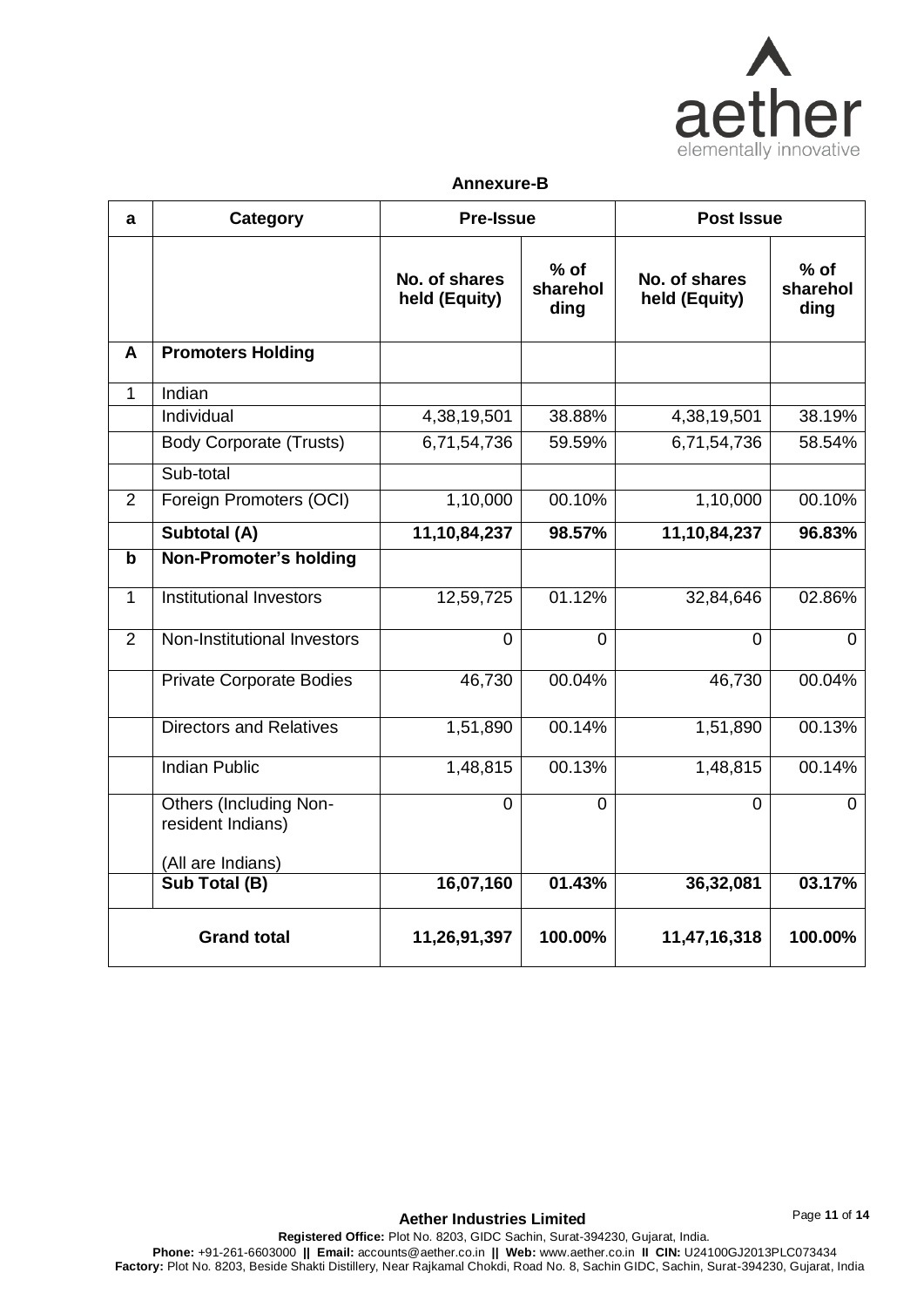**Annexure-B**

| a | Category | Pre-Issue | | Post Issue | |
|---|---|---|---|---|---|
| | | No. of shares held (Equity) | % of shareholding | No. of shares held (Equity) | % of shareholding |
| A | **Promoters Holding** | | | | |
| 1 | Indian | | | | |
| | Individual | 4,38,19,501 | 38.88% | 4,38,19,501 | 38.19% |
| | Body Corporate (Trusts) | 6,71,54,736 | 59.59% | 6,71,54,736 | 58.54% |
| | Sub-total | | | | |
| 2 | Foreign Promoters (OCI) | 1,10,000 | 00.10% | 1,10,000 | 00.10% |
| | **Subtotal (A)** | **11,10,84,237** | **98.57%** | **11,10,84,237** | **96.83%** |
| **b** | **Non-Promoter's holding** | | | | |
| 1 | Institutional Investors | 12,59,725 | 01.12% | 32,84,646 | 02.86% |
| 2 | Non-Institutional Investors | 0 | 0 | 0 | 0 |
| | Private Corporate Bodies | 46,730 | 00.04% | 46,730 | 00.04% |
| | Directors and Relatives | 1,51,890 | 00.14% | 1,51,890 | 00.13% |
| | Indian Public | 1,48,815 | 00.13% | 1,48,815 | 00.14% |
| | Others (Including Non-resident Indians) (All are Indians) | 0 | 0 | 0 | 0 |
| | **Sub Total (B)** | **16,07,160** | **01.43%** | **36,32,081** | **03.17%** |
| | **Grand total** | **11,26,91,397** | **100.00%** | **11,47,16,318** | **100.00%** |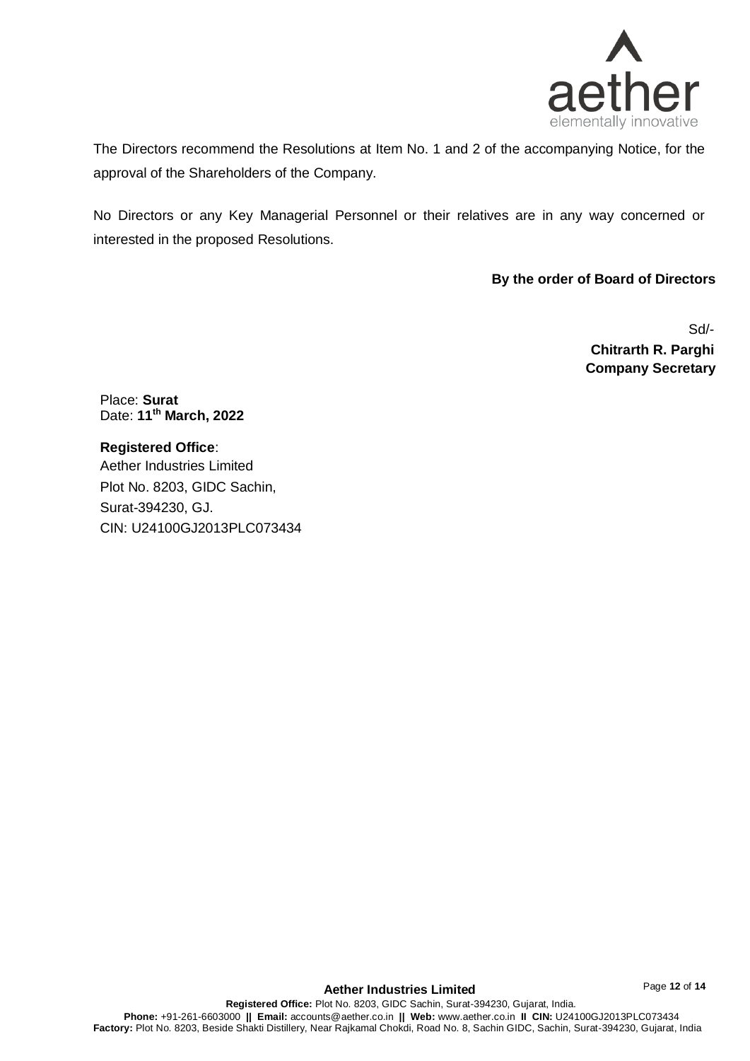The Directors recommend the Resolutions at Item No. 1 and 2 of the accompanying Notice, for the approval of the Shareholders of the Company.

No Directors or any Key Managerial Personnel or their relatives are in any way concerned or interested in the proposed Resolutions.

**By the order of Board of Directors**

Sd/-
**Chitrarth R. Parghi**
**Company Secretary**

Place: **Surat**
Date: **11th March, 2022**

**Registered Office**:
Aether Industries Limited
Plot No. 8203, GIDC Sachin,
Surat-394230, GJ.
CIN: U24100GJ2013PLC073434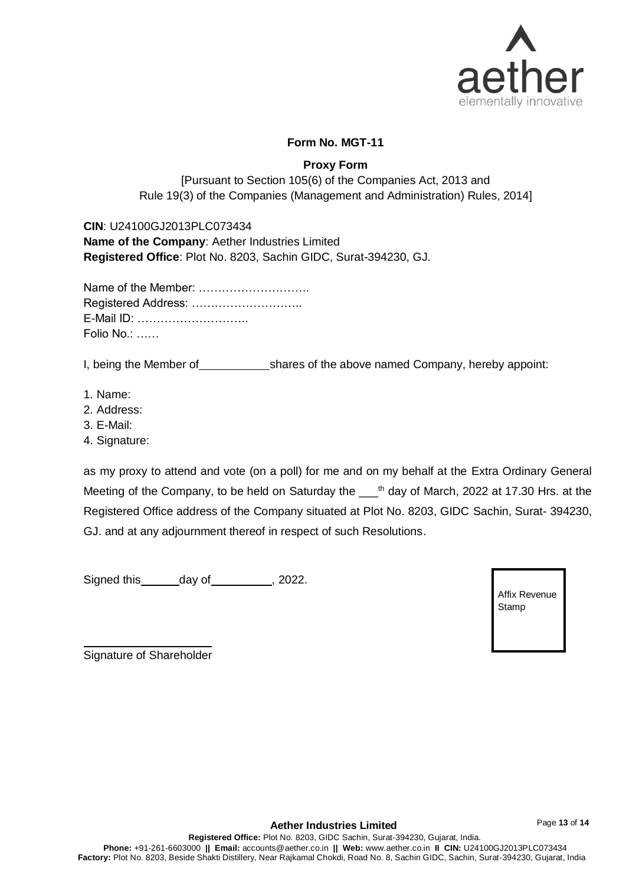## Form No. MGT-11

### Proxy Form

[Pursuant to Section 105(6) of the Companies Act, 2013 and
Rule 19(3) of the Companies (Management and Administration) Rules, 2014]

**CIN**: U24100GJ2013PLC073434
**Name of the Company**: Aether Industries Limited
**Registered Office**: Plot No. 8203, Sachin GIDC, Surat-394230, GJ.

Name of the Member: ………………………..
Registered Address: ………………………..
E-Mail ID: ………………………..
Folio No.: ……

I, being the Member of ___________ shares of the above named Company, hereby appoint:

1. Name:
2. Address:
3. E-Mail:
4. Signature:

as my proxy to attend and vote (on a poll) for me and on my behalf at the Extra Ordinary General Meeting of the Company, to be held on Saturday the ___th day of March, 2022 at 17.30 Hrs. at the Registered Office address of the Company situated at Plot No. 8203, GIDC Sachin, Surat- 394230, GJ. and at any adjournment thereof in respect of such Resolutions.

Signed this ______ day of __________, 2022.

Affix Revenue Stamp

____________________
Signature of Shareholder

**Aether Industries Limited**
**Registered Office:** Plot No. 8203, GIDC Sachin, Surat-394230, Gujarat, India.
**Phone:** +91-261-6603000 || **Email:** accounts@aether.co.in || **Web:** www.aether.co.in || **CIN:** U24100GJ2013PLC073434
**Factory:** Plot No. 8203, Beside Shakti Distillery, Near Rajkamal Chokdi, Road No. 8, Sachin GIDC, Sachin, Surat-394230, Gujarat, India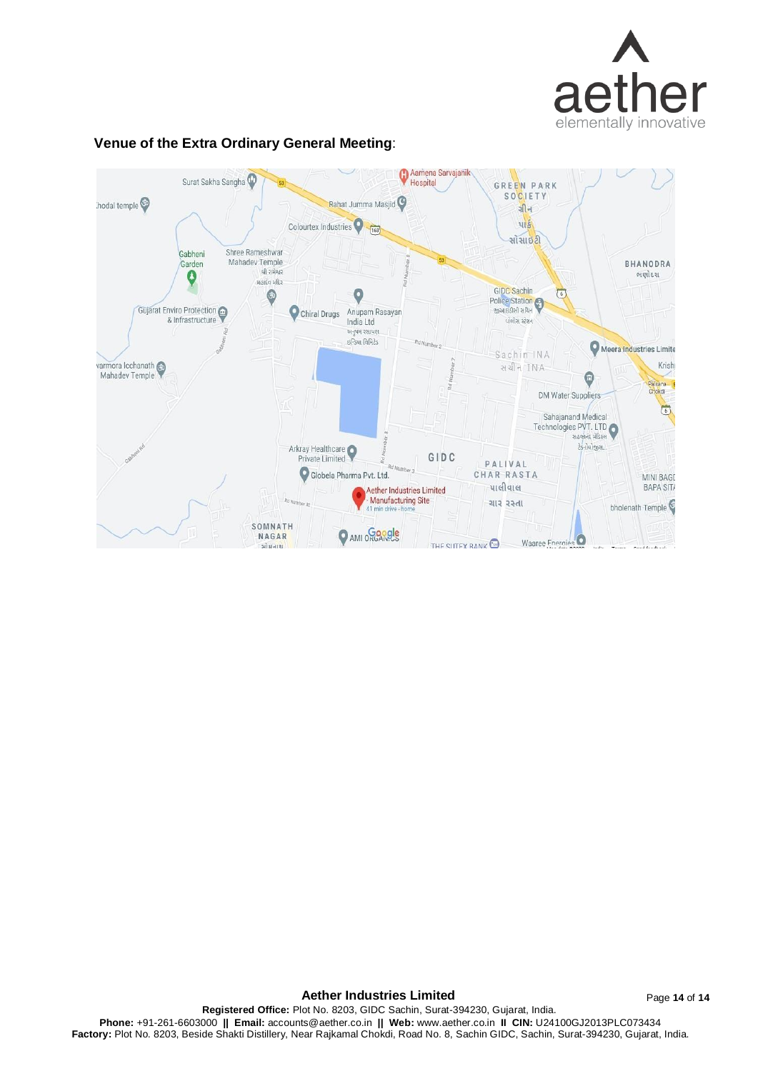**Venue of the Extra Ordinary General Meeting**: